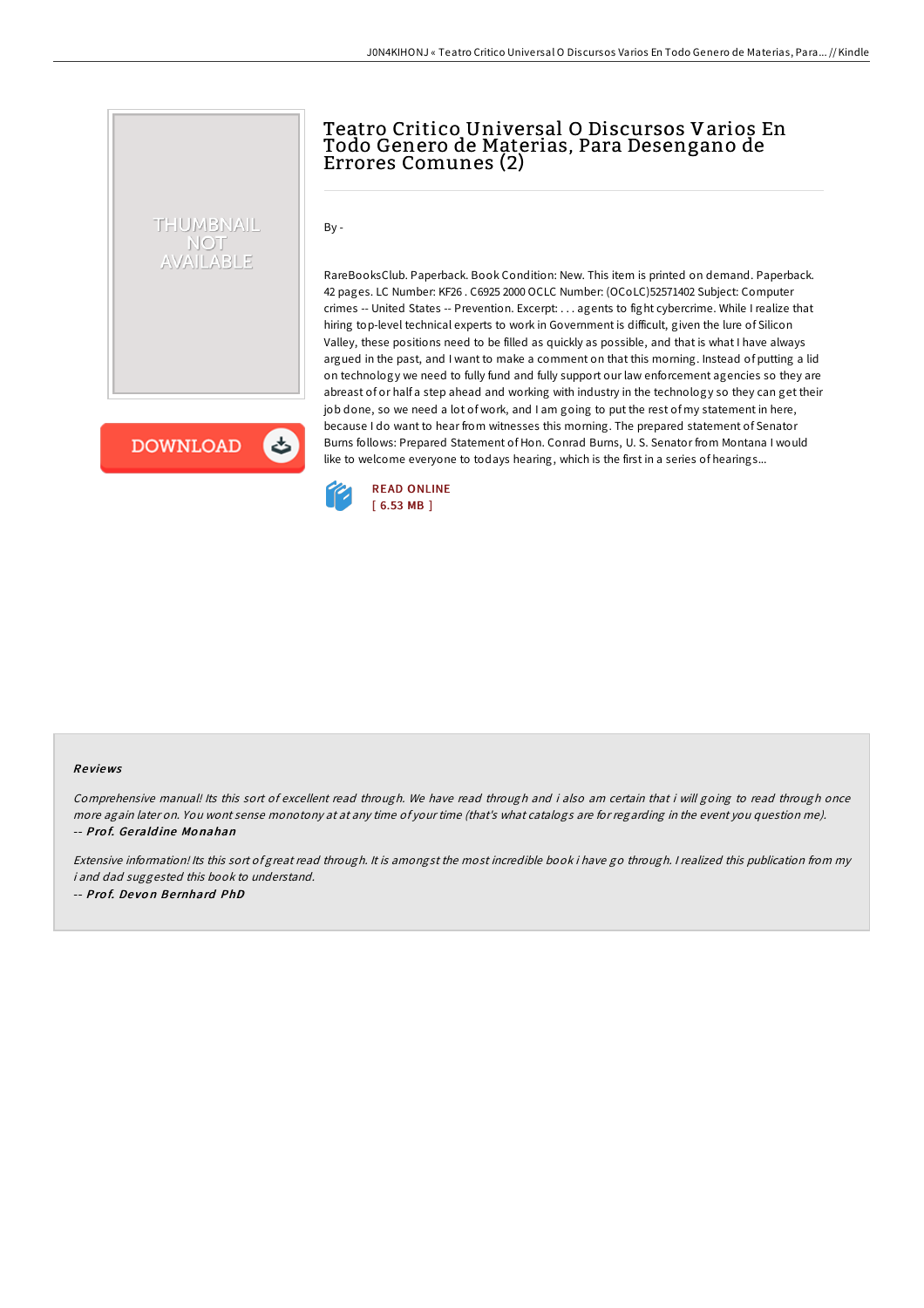# Teatro Critico Universal O Discursos Varios En Todo Genero de Materias, Para Desengano de Errores Comunes (2)

By -

RareBooksClub. Paperback. Book Condition: New. This item is printed on demand. Paperback. 42 pages. LC Number: KF26 . C6925 2000 OCLC Number: (OCoLC)52571402 Subject: Computer crimes -- United States -- Prevention. Excerpt: . . . agents to fight cybercrime. While I realize that hiring top-level technical experts to work in Government is difficult, given the lure of Silicon Valley, these positions need to be filled as quickly as possible, and that is what I have always argued in the past, and I want to make a comment on that this morning. Instead of putting a lid on technology we need to fully fund and fully support our law enforcement agencies so they are abreast of or half a step ahead and working with industry in the technology so they can get their job done, so we need a lot of work, and I am going to put the rest of my statement in here, because I do want to hear from witnesses this morning. The prepared statement of Senator Burns follows: Prepared Statement of Hon. Conrad Burns, U. S. Senator from Montana I would like to welcome everyone to todays hearing, which is the first in a series of hearings...

READ ONLINE
[ 6.53 MB ]

### Reviews

*Comprehensive manual! Its this sort of excellent read through. We have read through and i also am certain that i will going to read through once more again later on. You wont sense monotony at at any time of your time (that's what catalogs are for regarding in the event you question me).*
-- ***Prof. Geraldine Monahan***

*Extensive information! Its this sort of great read through. It is amongst the most incredible book i have go through. I realized this publication from my i and dad suggested this book to understand.*
-- ***Prof. Devon Bernhard PhD***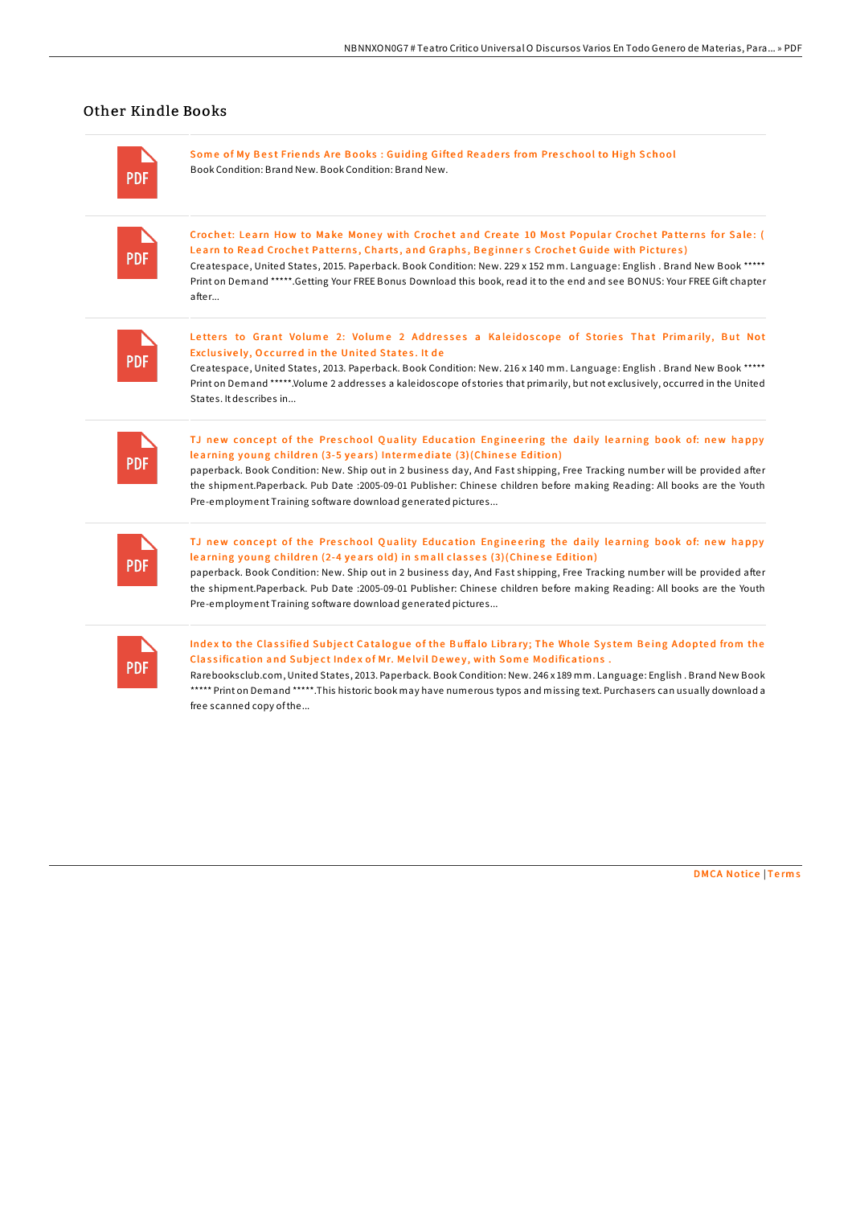## Other Kindle Books

PDF

**Some of My Best Friends Are Books : Guiding Gifted Readers from Preschool to High School**

Book Condition: Brand New. Book Condition: Brand New.

PDF

**Crochet: Learn How to Make Money with Crochet and Create 10 Most Popular Crochet Patterns for Sale: ( Learn to Read Crochet Patterns, Charts, and Graphs, Beginner s Crochet Guide with Pictures)**

Createspace, United States, 2015. Paperback. Book Condition: New. 229 x 152 mm. Language: English . Brand New Book ***** Print on Demand *****.Getting Your FREE Bonus Download this book, read it to the end and see BONUS: Your FREE Gift chapter after...

PDF

**Letters to Grant Volume 2: Volume 2 Addresses a Kaleidoscope of Stories That Primarily, But Not Exclusively, Occurred in the United States. It de**

Createspace, United States, 2013. Paperback. Book Condition: New. 216 x 140 mm. Language: English . Brand New Book ***** Print on Demand *****.Volume 2 addresses a kaleidoscope of stories that primarily, but not exclusively, occurred in the United States. It describes in...

PDF

**TJ new concept of the Preschool Quality Education Engineering the daily learning book of: new happy learning young children (3-5 years) Intermediate (3)(Chinese Edition)**

paperback. Book Condition: New. Ship out in 2 business day, And Fast shipping, Free Tracking number will be provided after the shipment.Paperback. Pub Date :2005-09-01 Publisher: Chinese children before making Reading: All books are the Youth Pre-employment Training software download generated pictures...

PDF

**TJ new concept of the Preschool Quality Education Engineering the daily learning book of: new happy learning young children (2-4 years old) in small classes (3)(Chinese Edition)**

paperback. Book Condition: New. Ship out in 2 business day, And Fast shipping, Free Tracking number will be provided after the shipment.Paperback. Pub Date :2005-09-01 Publisher: Chinese children before making Reading: All books are the Youth Pre-employment Training software download generated pictures...

PDF

**Index to the Classified Subject Catalogue of the Buffalo Library; The Whole System Being Adopted from the Classification and Subject Index of Mr. Melvil Dewey, with Some Modifications .**

Rarebooksclub.com, United States, 2013. Paperback. Book Condition: New. 246 x 189 mm. Language: English . Brand New Book ***** Print on Demand *****.This historic book may have numerous typos and missing text. Purchasers can usually download a free scanned copy of the...

DMCA Notice | Terms